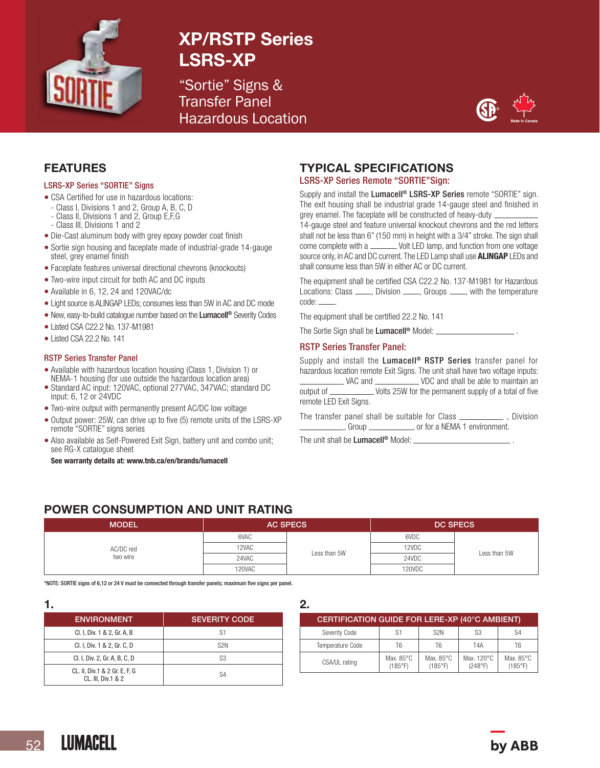# XP/RSTP Series
# LSRS-XP

"Sortie" Signs & Transfer Panel Hazardous Location

## FEATURES

### LSRS-XP Series "SORTIE" Signs

- CSA Certified for use in hazardous locations:
  - Class I, Divisions 1 and 2, Group A, B, C, D
  - Class II, Divisions 1 and 2, Group E,F,G
  - Class III, Divisions 1 and 2
- Die-Cast aluminum body with grey epoxy powder coat finish
- Sortie sign housing and faceplate made of industrial-grade 14-gauge steel, grey enamel finish
- Faceplate features universal directional chevrons (knockouts)
- Two-wire input circuit for both AC and DC inputs
- Available in 6, 12, 24 and 120VAC/dc
- Light source is ALINGAP LEDs; consumes less than 5W in AC and DC mode
- New, easy-to-build catalogue number based on the **Lumacell®** Severity Codes
- Listed CSA C22.2 No. 137-M1981
- Listed CSA 22.2 No. 141

### RSTP Series Transfer Panel

- Available with hazardous location housing (Class 1, Division 1) or NEMA-1 housing (for use outside the hazardous location area)
- Standard AC input: 120VAC, optional 277VAC, 347VAC; standard DC input: 6, 12 or 24VDC
- Two-wire output with permanently present AC/DC low voltage
- Output power: 25W, can drive up to five (5) remote units of the LSRS-XP remote "SORTIE" signs series
- Also available as Self-Powered Exit Sign, battery unit and combo unit; see RG-X catalogue sheet

**See warranty details at: www.tnb.ca/en/brands/lumacell**

## TYPICAL SPECIFICATIONS

### LSRS-XP Series Remote "SORTIE"Sign:

Supply and install the **Lumacell® LSRS-XP Series** remote "SORTIE" sign. The exit housing shall be industrial grade 14-gauge steel and finished in grey enamel. The faceplate will be constructed of heavy-duty ________ 14-gauge steel and feature universal knockout chevrons and the red letters shall not be less than 6" (150 mm) in height with a 3/4" stroke. The sign shall come complete with a ______ Volt LED lamp, and function from one voltage source only, in AC and DC current. The LED Lamp shall use **ALINGAP** LEDs and shall consume less than 5W in either AC or DC current.

The equipment shall be certified CSA C22.2 No. 137-M1981 for Hazardous Locations: Class ____, Division ____, Groups ____, with the temperature code: ____.

The equipment shall be certified 22.2 No. 141

The Sortie Sign shall be **Lumacell®** Model: ________________ .

### RSTP Series Transfer Panel:

Supply and install the **Lumacell® RSTP Series** transfer panel for hazardous location remote Exit Signs. The unit shall have two voltage inputs: __________ VAC and __________ VDC and shall be able to maintain an output of __________ Volts 25W for the permanent supply of a total of five remote LED Exit Signs.

The transfer panel shall be suitable for Class __________ , Division __________, Group __________, or for a NEMA 1 environment.

The unit shall be **Lumacell®** Model: ____________________ .

## POWER CONSUMPTION AND UNIT RATING

| MODEL | AC SPECS | | DC SPECS | |
|---|---|---|---|---|
| AC/DC red two wire | 6VAC | Less than 5W | 6VDC | Less than 5W |
| | 12VAC | | 12VDC | |
| | 24VAC | | 24VDC | |
| | 120VAC | | 120VDC | |

*NOTE: SORTIE signs of 6,12 or 24 V must be connected through transfer panels; maximum five signs per panel.

**1.**

| ENVIRONMENT | SEVERITY CODE |
|---|---|
| Cl. I, Div. 1 & 2, Gr. A, B | S1 |
| Cl. I, Div. 1 & 2, Gr. C, D | S2N |
| Cl. I, Div. 2, Gr. A, B, C, D | S3 |
| CL. II, Div.1 & 2 Gr. E, F, G CL. III, Div.1 & 2 | S4 |

**2.**

| CERTIFICATION GUIDE FOR LERE-XP (40°C AMBIENT) | | | | |
|---|---|---|---|---|
| Severity Code | S1 | S2N | S3 | S4 |
| Temperature Code | T6 | T6 | T4A | T6 |
| CSA/UL rating | Max. 85°C (185°F) | Max. 85°C (185°F) | Max. 120°C (248°F) | Max. 85°C (185°F) |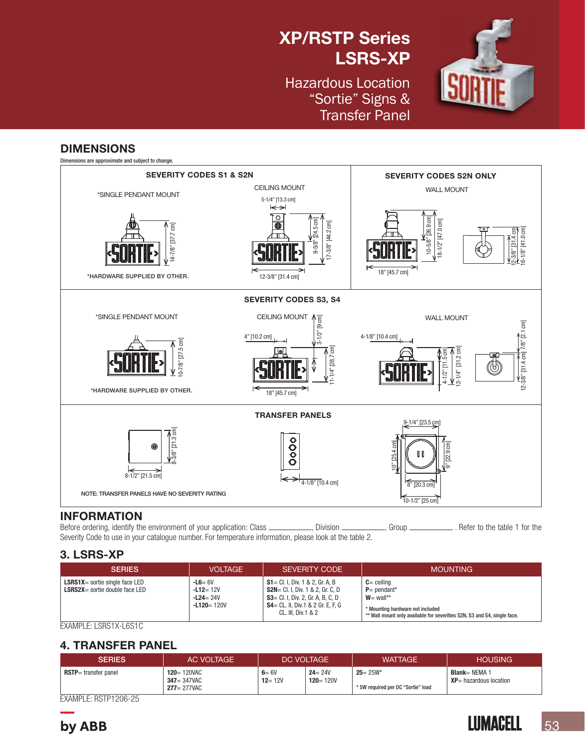# XP/RSTP Series
# LSRS-XP

Hazardous Location "Sortie" Signs & Transfer Panel

## DIMENSIONS

Dimensions are approximate and subject to change.

**SEVERITY CODES S1 & S2N**

*SINGLE PENDANT MOUNT

14-7/8" [37.7 cm]

*HARDWARE SUPPLIED BY OTHER.

CEILING MOUNT

5-1/4" [13.3 cm]

9-5/8" [24.5 cm]

17-3/8" [44.2 cm]

12-3/8" [31.4 cm]

**SEVERITY CODES S2N ONLY**

WALL MOUNT

10-5/8" [26.9 cm]

18-1/2" [47.0 cm]

18" [45.7 cm]

12-3/8" [31.4 cm]

16-1/8" [41.0 cm]

**SEVERITY CODES S3, S4**

*SINGLE PENDANT MOUNT

10-7/8" [27.5 cm]

*HARDWARE SUPPLIED BY OTHER.

CEILING MOUNT

4" [10.2 cm]

3-1/2" [9 cm]

11-1/4" [28.7 cm]

18" [45.7 cm]

WALL MOUNT

4-1/8" [10.4 cm]

4-1/2" [11.5 cm]

12-1/4" [31.2 cm]

12-3/8" [31.4 cm]

7/8" [2.1 cm]

**TRANSFER PANELS**

8-3/8" [21.3 cm]

8-1/2" [21.5 cm]

4-1/8" [10.4 cm]

9-1/4" [23.5 cm]

10" [25.4 cm]

9" [22.9 cm]

8" [20.3 cm]

10-1/2" [25 cm]

NOTE: TRANSFER PANELS HAVE NO SEVERITY RATING

## INFORMATION

Before ordering, identify the environment of your application: Class __________, Division __________, Group __________ . Refer to the table 1 for the Severity Code to use in your catalogue number. For temperature information, please look at the table 2.

## 3. LSRS-XP

| SERIES | VOLTAGE | SEVERITY CODE | MOUNTING |
|---|---|---|---|
| **LSRS1X**= sortie single face LED<br>**LSRS2X**= sortie double face LED | **-L6**= 6V<br>**-L12**= 12V<br>**-L24**= 24V<br>**-L120**= 120V | **S1**= Cl. I, Div. 1 & 2, Gr. A, B<br>**S2N**= Cl. I, Div. 1 & 2, Gr. C, D<br>**S3**= Cl. I, Div. 2, Gr. A, B, C, D<br>**S4**= CL. II, Div.1 & 2 Gr. E, F, G CL. III, Div.1 & 2 | **C**= ceiling<br>**P**= pendant*<br>**W**= wall**<br><br>* Mounting hardware not included<br>** Wall mount only available for severities S2N, S3 and S4, single face. |

EXAMPLE: LSRS1X-L6S1C

## 4. TRANSFER PANEL

| SERIES | AC VOLTAGE | DC VOLTAGE | | WATTAGE | HOUSING |
|---|---|---|---|---|---|
| **RSTP**= transfer panel | **120**= 120VAC<br>**347**= 347VAC<br>**277**= 277VAC | **6**= 6V<br>**12**= 12V | **24**= 24V<br>**120**= 120V | **25**= 25W*<br><br>* 5W required per DC "Sortie" load | **Blank**= NEMA 1<br>**XP**= hazardous location |

EXAMPLE: RSTP1206-25

by ABB

LUMACELL